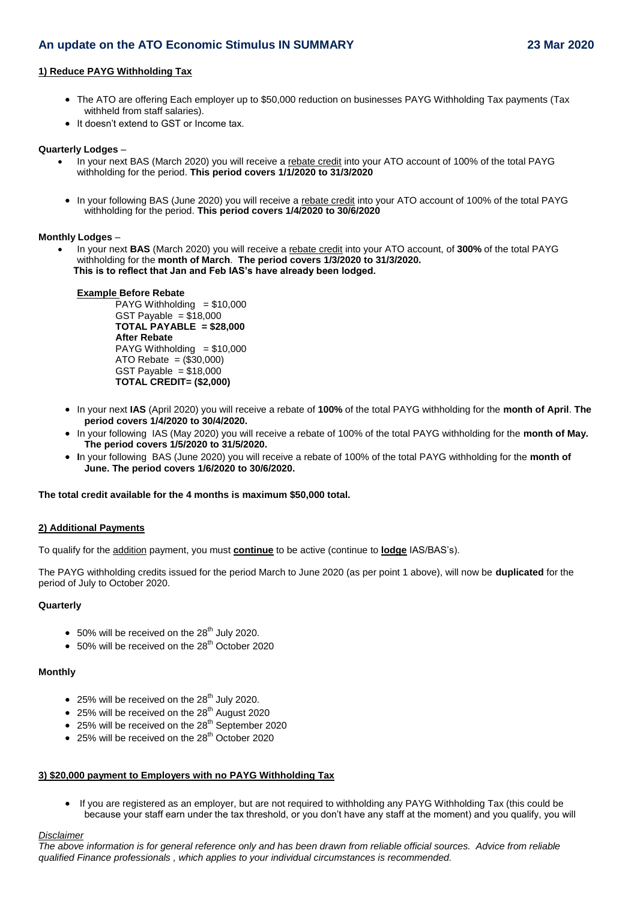# An update on the ATO Economic Stimulus IN SUMMARY

**23 Mar 2020**

## 1) Reduce PAYG Withholding Tax

- The ATO are offering Each employer up to $50,000 reduction on businesses PAYG Withholding Tax payments (Tax withheld from staff salaries).
- It doesn't extend to GST or Income tax.

**Quarterly Lodges** –

- In your next BAS (March 2020) you will receive a rebate credit into your ATO account of 100% of the total PAYG withholding for the period. **This period covers 1/1/2020 to 31/3/2020**
- In your following BAS (June 2020) you will receive a rebate credit into your ATO account of 100% of the total PAYG withholding for the period. **This period covers 1/4/2020 to 30/6/2020**

**Monthly Lodges** –

- In your next **BAS** (March 2020) you will receive a rebate credit into your ATO account, of **300%** of the total PAYG withholding for the **month of March**. **The period covers 1/3/2020 to 31/3/2020. This is to reflect that Jan and Feb IAS's have already been lodged.**

  **Example Before Rebate**
  
  PAYG Withholding = $10,000
  GST Payable = $18,000
  **TOTAL PAYABLE = $28,000**
  **After Rebate**
  PAYG Withholding = $10,000
  ATO Rebate = ($30,000)
  GST Payable = $18,000
  **TOTAL CREDIT= ($2,000)**

- In your next **IAS** (April 2020) you will receive a rebate of **100%** of the total PAYG withholding for the **month of April**. **The period covers 1/4/2020 to 30/4/2020.**
- In your following IAS (May 2020) you will receive a rebate of 100% of the total PAYG withholding for the **month of May. The period covers 1/5/2020 to 31/5/2020.**
- **I**n your following BAS (June 2020) you will receive a rebate of 100% of the total PAYG withholding for the **month of June. The period covers 1/6/2020 to 30/6/2020.**

**The total credit available for the 4 months is maximum $50,000 total.**

## 2) Additional Payments

To qualify for the addition payment, you must **continue** to be active (continue to **lodge** IAS/BAS's).

The PAYG withholding credits issued for the period March to June 2020 (as per point 1 above), will now be **duplicated** for the period of July to October 2020.

**Quarterly**

- 50% will be received on the 28th July 2020.
- 50% will be received on the 28th October 2020

**Monthly**

- 25% will be received on the 28th July 2020.
- 25% will be received on the 28th August 2020
- 25% will be received on the 28th September 2020
- 25% will be received on the 28th October 2020

## 3) $20,000 payment to Employers with no PAYG Withholding Tax

- If you are registered as an employer, but are not required to withholding any PAYG Withholding Tax (this could be because your staff earn under the tax threshold, or you don't have any staff at the moment) and you qualify, you will

*Disclaimer*

*The above information is for general reference only and has been drawn from reliable official sources. Advice from reliable qualified Finance professionals , which applies to your individual circumstances is recommended.*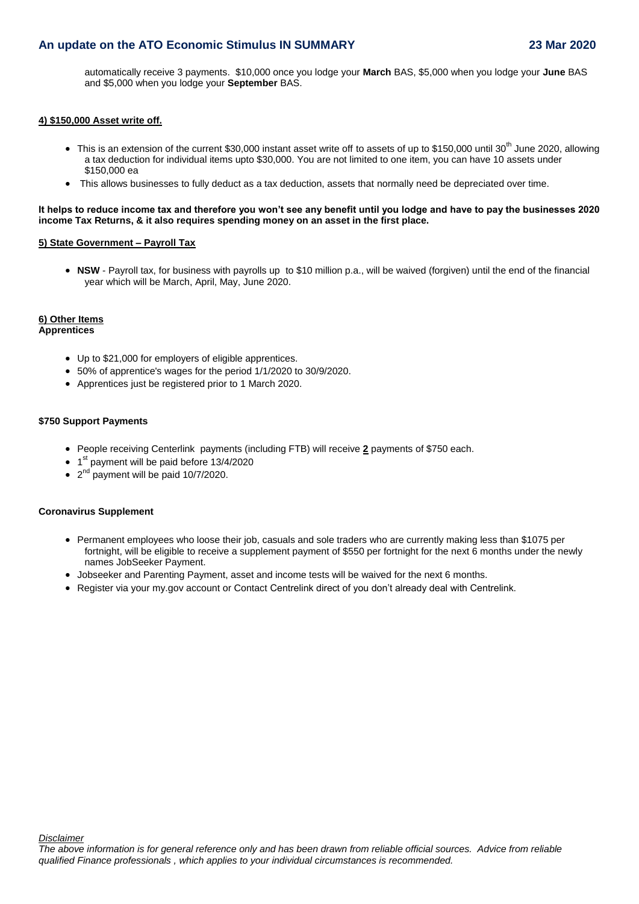automatically receive 3 payments. $10,000 once you lodge your **March** BAS, $5,000 when you lodge your **June** BAS and $5,000 when you lodge your **September** BAS.

**4) $150,000 Asset write off.**

- This is an extension of the current $30,000 instant asset write off to assets of up to $150,000 until 30th June 2020, allowing a tax deduction for individual items upto $30,000. You are not limited to one item, you can have 10 assets under $150,000 ea
- This allows businesses to fully deduct as a tax deduction, assets that normally need be depreciated over time.

**It helps to reduce income tax and therefore you won't see any benefit until you lodge and have to pay the businesses 2020 income Tax Returns, & it also requires spending money on an asset in the first place.**

**5) State Government – Payroll Tax**

- **NSW** - Payroll tax, for business with payrolls up to $10 million p.a., will be waived (forgiven) until the end of the financial year which will be March, April, May, June 2020.

**6) Other Items**

**Apprentices**

- Up to $21,000 for employers of eligible apprentices.
- 50% of apprentice's wages for the period 1/1/2020 to 30/9/2020.
- Apprentices just be registered prior to 1 March 2020.

**$750 Support Payments**

- People receiving Centerlink payments (including FTB) will receive **2** payments of $750 each.
- 1st payment will be paid before 13/4/2020
- 2nd payment will be paid 10/7/2020.

**Coronavirus Supplement**

- Permanent employees who loose their job, casuals and sole traders who are currently making less than $1075 per fortnight, will be eligible to receive a supplement payment of $550 per fortnight for the next 6 months under the newly names JobSeeker Payment.
- Jobseeker and Parenting Payment, asset and income tests will be waived for the next 6 months.
- Register via your my.gov account or Contact Centrelink direct of you don't already deal with Centrelink.

*Disclaimer*

*The above information is for general reference only and has been drawn from reliable official sources. Advice from reliable qualified Finance professionals , which applies to your individual circumstances is recommended.*